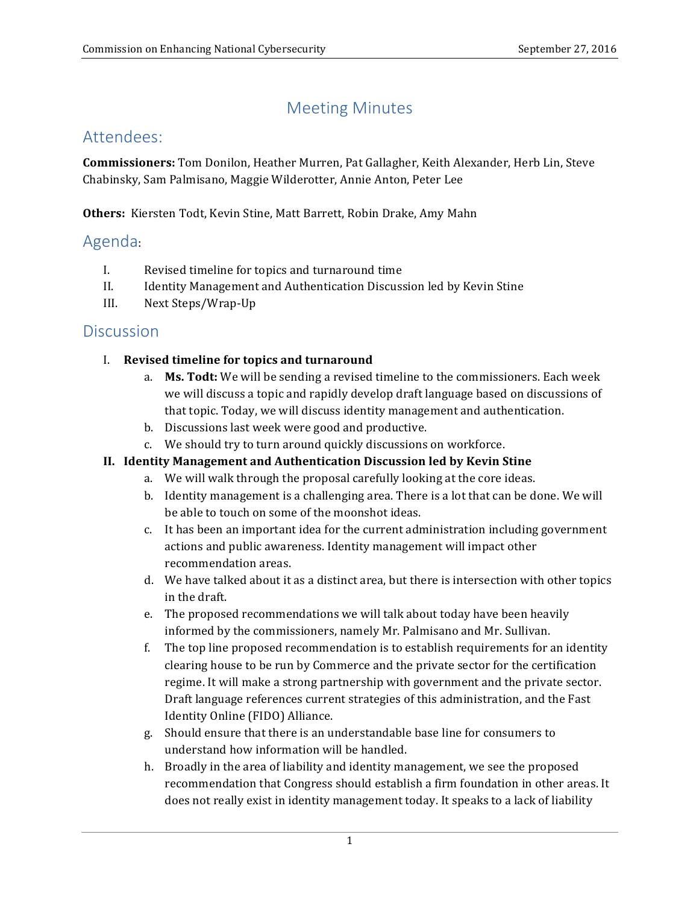# Meeting Minutes

## Attendees:

**Commissioners:** Tom Donilon, Heather Murren, Pat Gallagher, Keith Alexander, Herb Lin, Steve Chabinsky, Sam Palmisano, Maggie Wilderotter, Annie Anton, Peter Lee

**Others:** Kiersten Todt, Kevin Stine, Matt Barrett, Robin Drake, Amy Mahn

## Agenda:

I. Revised timeline for topics and turnaround time
II. Identity Management and Authentication Discussion led by Kevin Stine
III. Next Steps/Wrap-Up

## Discussion

I. **Revised timeline for topics and turnaround**
   a. **Ms. Todt:** We will be sending a revised timeline to the commissioners. Each week we will discuss a topic and rapidly develop draft language based on discussions of that topic. Today, we will discuss identity management and authentication.
   b. Discussions last week were good and productive.
   c. We should try to turn around quickly discussions on workforce.

**II. Identity Management and Authentication Discussion led by Kevin Stine**
   a. We will walk through the proposal carefully looking at the core ideas.
   b. Identity management is a challenging area. There is a lot that can be done. We will be able to touch on some of the moonshot ideas.
   c. It has been an important idea for the current administration including government actions and public awareness. Identity management will impact other recommendation areas.
   d. We have talked about it as a distinct area, but there is intersection with other topics in the draft.
   e. The proposed recommendations we will talk about today have been heavily informed by the commissioners, namely Mr. Palmisano and Mr. Sullivan.
   f. The top line proposed recommendation is to establish requirements for an identity clearing house to be run by Commerce and the private sector for the certification regime. It will make a strong partnership with government and the private sector. Draft language references current strategies of this administration, and the Fast Identity Online (FIDO) Alliance.
   g. Should ensure that there is an understandable base line for consumers to understand how information will be handled.
   h. Broadly in the area of liability and identity management, we see the proposed recommendation that Congress should establish a firm foundation in other areas. It does not really exist in identity management today. It speaks to a lack of liability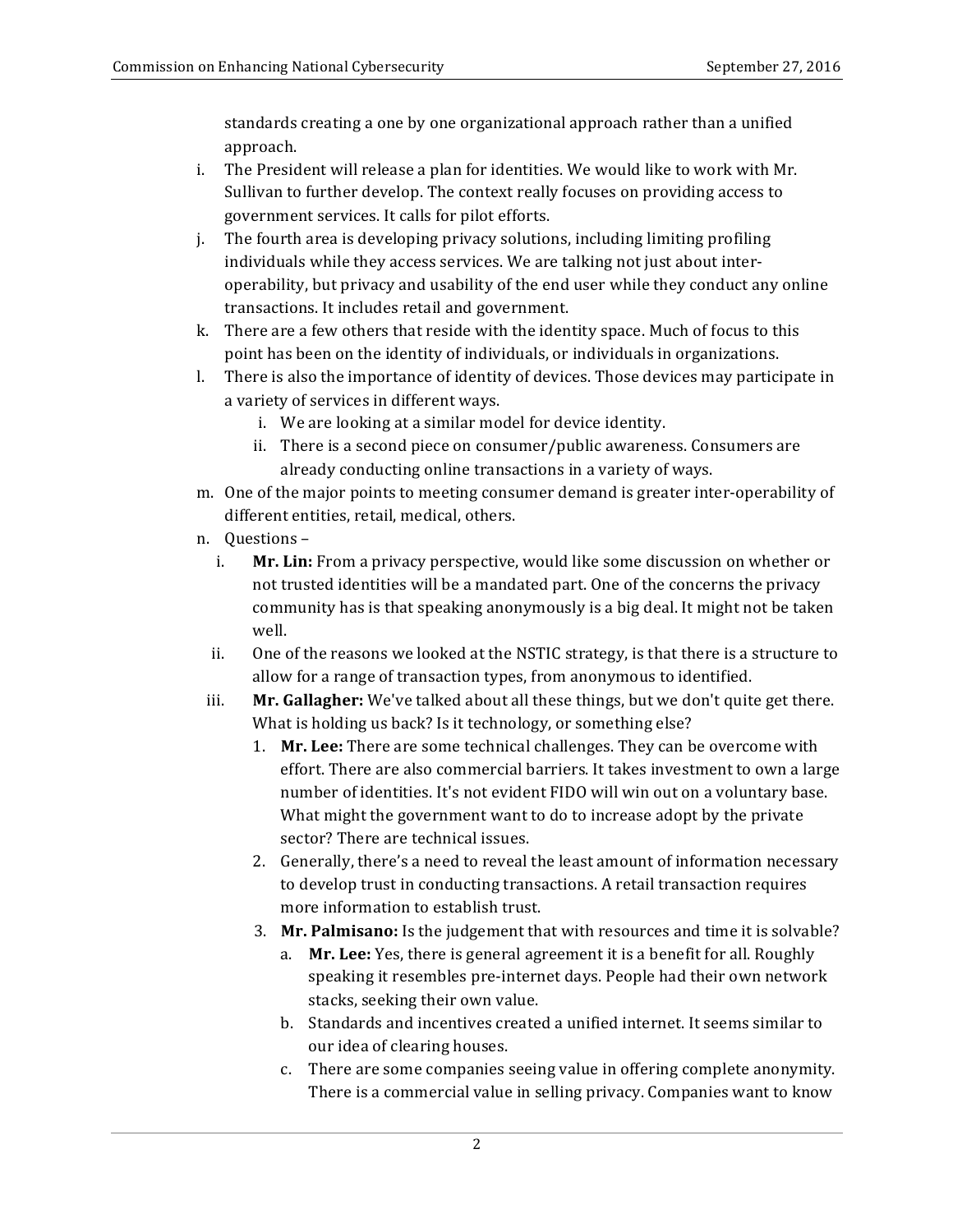standards creating a one by one organizational approach rather than a unified approach.

i. The President will release a plan for identities. We would like to work with Mr. Sullivan to further develop. The context really focuses on providing access to government services. It calls for pilot efforts.

j. The fourth area is developing privacy solutions, including limiting profiling individuals while they access services. We are talking not just about inter-operability, but privacy and usability of the end user while they conduct any online transactions. It includes retail and government.

k. There are a few others that reside with the identity space. Much of focus to this point has been on the identity of individuals, or individuals in organizations.

l. There is also the importance of identity of devices. Those devices may participate in a variety of services in different ways.
   i. We are looking at a similar model for device identity.
   ii. There is a second piece on consumer/public awareness. Consumers are already conducting online transactions in a variety of ways.

m. One of the major points to meeting consumer demand is greater inter-operability of different entities, retail, medical, others.

n. Questions –
   i. **Mr. Lin:** From a privacy perspective, would like some discussion on whether or not trusted identities will be a mandated part. One of the concerns the privacy community has is that speaking anonymously is a big deal. It might not be taken well.
   ii. One of the reasons we looked at the NSTIC strategy, is that there is a structure to allow for a range of transaction types, from anonymous to identified.
   iii. **Mr. Gallagher:** We've talked about all these things, but we don't quite get there. What is holding us back? Is it technology, or something else?
      1. **Mr. Lee:** There are some technical challenges. They can be overcome with effort. There are also commercial barriers. It takes investment to own a large number of identities. It's not evident FIDO will win out on a voluntary base. What might the government want to do to increase adopt by the private sector? There are technical issues.
      2. Generally, there's a need to reveal the least amount of information necessary to develop trust in conducting transactions. A retail transaction requires more information to establish trust.
      3. **Mr. Palmisano:** Is the judgement that with resources and time it is solvable?
         a. **Mr. Lee:** Yes, there is general agreement it is a benefit for all. Roughly speaking it resembles pre-internet days. People had their own network stacks, seeking their own value.
         b. Standards and incentives created a unified internet. It seems similar to our idea of clearing houses.
         c. There are some companies seeing value in offering complete anonymity. There is a commercial value in selling privacy. Companies want to know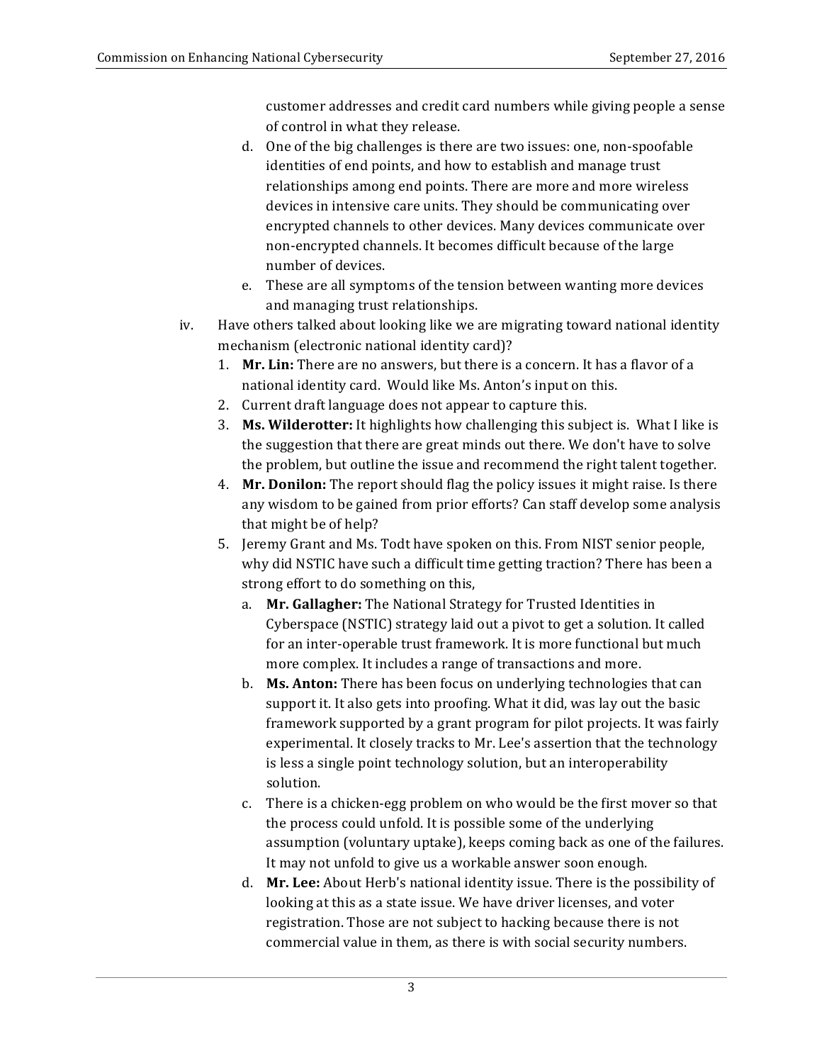customer addresses and credit card numbers while giving people a sense of control in what they release.

d. One of the big challenges is there are two issues: one, non-spoofable identities of end points, and how to establish and manage trust relationships among end points. There are more and more wireless devices in intensive care units. They should be communicating over encrypted channels to other devices. Many devices communicate over non-encrypted channels. It becomes difficult because of the large number of devices.

e. These are all symptoms of the tension between wanting more devices and managing trust relationships.

iv. Have others talked about looking like we are migrating toward national identity mechanism (electronic national identity card)?

1. **Mr. Lin:** There are no answers, but there is a concern. It has a flavor of a national identity card. Would like Ms. Anton's input on this.
2. Current draft language does not appear to capture this.
3. **Ms. Wilderotter:** It highlights how challenging this subject is. What I like is the suggestion that there are great minds out there. We don't have to solve the problem, but outline the issue and recommend the right talent together.
4. **Mr. Donilon:** The report should flag the policy issues it might raise. Is there any wisdom to be gained from prior efforts? Can staff develop some analysis that might be of help?
5. Jeremy Grant and Ms. Todt have spoken on this. From NIST senior people, why did NSTIC have such a difficult time getting traction? There has been a strong effort to do something on this,
   a. **Mr. Gallagher:** The National Strategy for Trusted Identities in Cyberspace (NSTIC) strategy laid out a pivot to get a solution. It called for an inter-operable trust framework. It is more functional but much more complex. It includes a range of transactions and more.
   b. **Ms. Anton:** There has been focus on underlying technologies that can support it. It also gets into proofing. What it did, was lay out the basic framework supported by a grant program for pilot projects. It was fairly experimental. It closely tracks to Mr. Lee's assertion that the technology is less a single point technology solution, but an interoperability solution.
   c. There is a chicken-egg problem on who would be the first mover so that the process could unfold. It is possible some of the underlying assumption (voluntary uptake), keeps coming back as one of the failures. It may not unfold to give us a workable answer soon enough.
   d. **Mr. Lee:** About Herb's national identity issue. There is the possibility of looking at this as a state issue. We have driver licenses, and voter registration. Those are not subject to hacking because there is not commercial value in them, as there is with social security numbers.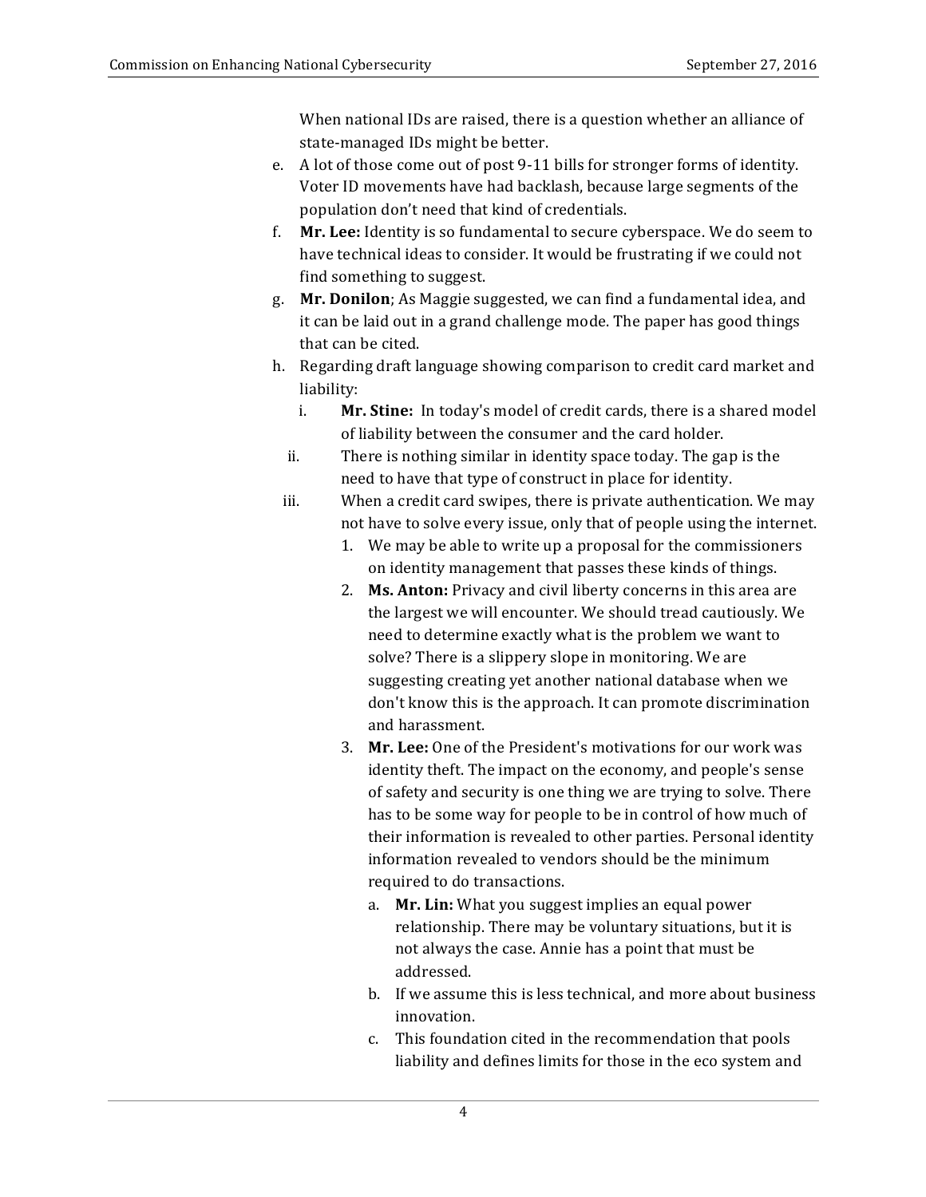When national IDs are raised, there is a question whether an alliance of state-managed IDs might be better.

e. A lot of those come out of post 9-11 bills for stronger forms of identity. Voter ID movements have had backlash, because large segments of the population don't need that kind of credentials.

f. **Mr. Lee:** Identity is so fundamental to secure cyberspace. We do seem to have technical ideas to consider. It would be frustrating if we could not find something to suggest.

g. **Mr. Donilon**; As Maggie suggested, we can find a fundamental idea, and it can be laid out in a grand challenge mode. The paper has good things that can be cited.

h. Regarding draft language showing comparison to credit card market and liability:

   i. **Mr. Stine:** In today's model of credit cards, there is a shared model of liability between the consumer and the card holder.

   ii. There is nothing similar in identity space today. The gap is the need to have that type of construct in place for identity.

   iii. When a credit card swipes, there is private authentication. We may not have to solve every issue, only that of people using the internet.

      1. We may be able to write up a proposal for the commissioners on identity management that passes these kinds of things.
      2. **Ms. Anton:** Privacy and civil liberty concerns in this area are the largest we will encounter. We should tread cautiously. We need to determine exactly what is the problem we want to solve? There is a slippery slope in monitoring. We are suggesting creating yet another national database when we don't know this is the approach. It can promote discrimination and harassment.
      3. **Mr. Lee:** One of the President's motivations for our work was identity theft. The impact on the economy, and people's sense of safety and security is one thing we are trying to solve. There has to be some way for people to be in control of how much of their information is revealed to other parties. Personal identity information revealed to vendors should be the minimum required to do transactions.
         a. **Mr. Lin:** What you suggest implies an equal power relationship. There may be voluntary situations, but it is not always the case. Annie has a point that must be addressed.
         b. If we assume this is less technical, and more about business innovation.
         c. This foundation cited in the recommendation that pools liability and defines limits for those in the eco system and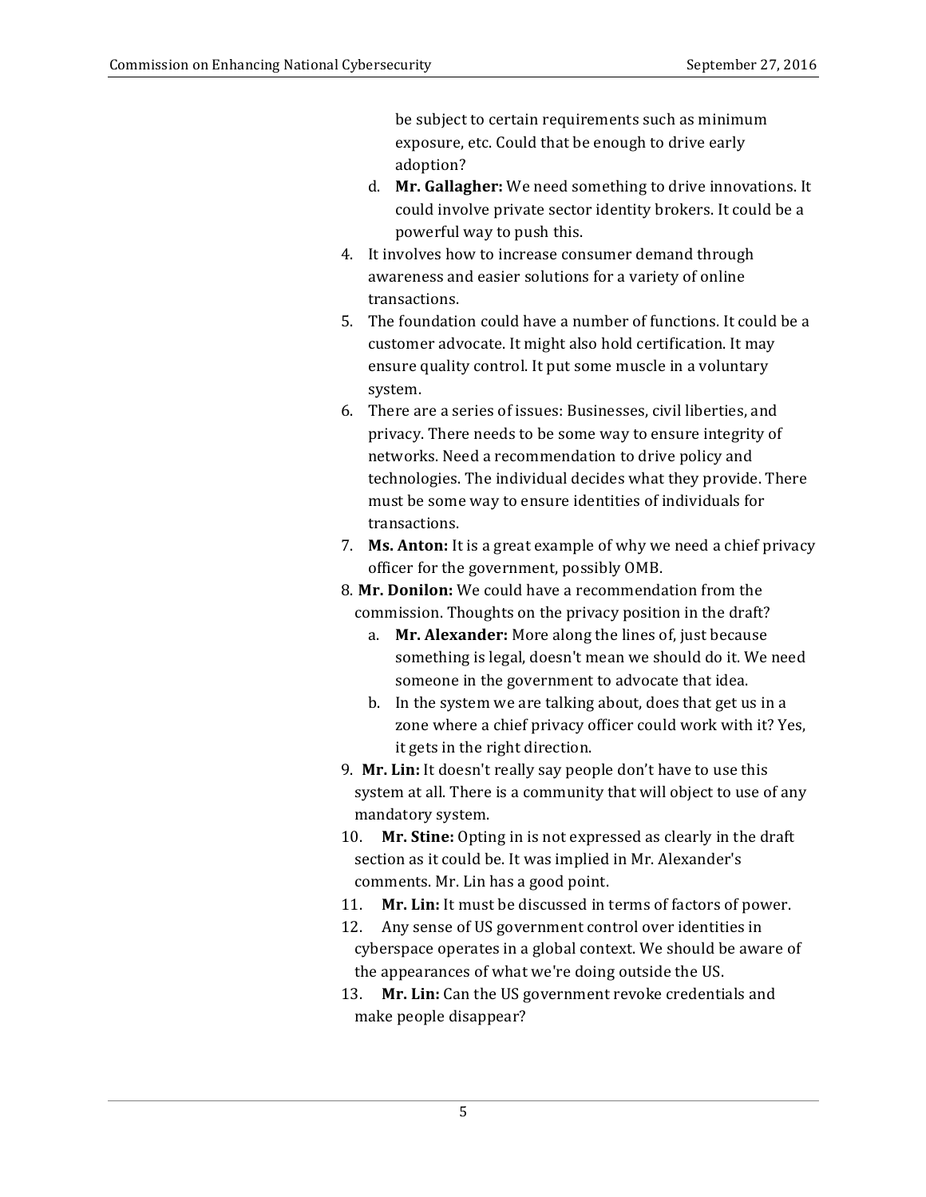be subject to certain requirements such as minimum exposure, etc. Could that be enough to drive early adoption?

   d. **Mr. Gallagher:** We need something to drive innovations. It could involve private sector identity brokers. It could be a powerful way to push this.

4. It involves how to increase consumer demand through awareness and easier solutions for a variety of online transactions.
5. The foundation could have a number of functions. It could be a customer advocate. It might also hold certification. It may ensure quality control. It put some muscle in a voluntary system.
6. There are a series of issues: Businesses, civil liberties, and privacy. There needs to be some way to ensure integrity of networks. Need a recommendation to drive policy and technologies. The individual decides what they provide. There must be some way to ensure identities of individuals for transactions.
7. **Ms. Anton:** It is a great example of why we need a chief privacy officer for the government, possibly OMB.
8. **Mr. Donilon:** We could have a recommendation from the commission. Thoughts on the privacy position in the draft?
   a. **Mr. Alexander:** More along the lines of, just because something is legal, doesn't mean we should do it. We need someone in the government to advocate that idea.
   b. In the system we are talking about, does that get us in a zone where a chief privacy officer could work with it? Yes, it gets in the right direction.
9. **Mr. Lin:** It doesn't really say people don't have to use this system at all. There is a community that will object to use of any mandatory system.
10. **Mr. Stine:** Opting in is not expressed as clearly in the draft section as it could be. It was implied in Mr. Alexander's comments. Mr. Lin has a good point.
11. **Mr. Lin:** It must be discussed in terms of factors of power.
12. Any sense of US government control over identities in cyberspace operates in a global context. We should be aware of the appearances of what we're doing outside the US.
13. **Mr. Lin:** Can the US government revoke credentials and make people disappear?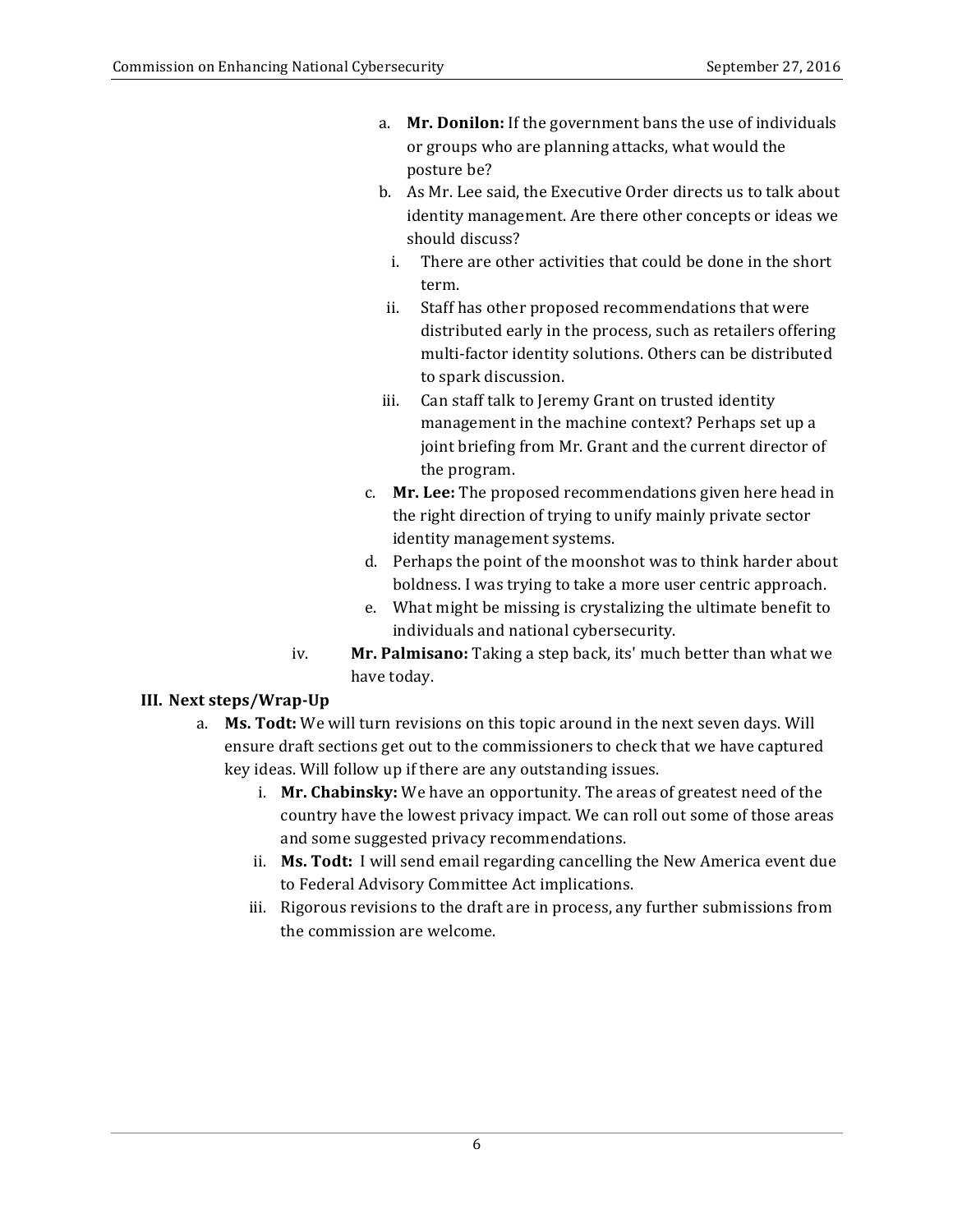a. **Mr. Donilon:** If the government bans the use of individuals or groups who are planning attacks, what would the posture be?
b. As Mr. Lee said, the Executive Order directs us to talk about identity management. Are there other concepts or ideas we should discuss?
   i. There are other activities that could be done in the short term.
   ii. Staff has other proposed recommendations that were distributed early in the process, such as retailers offering multi-factor identity solutions. Others can be distributed to spark discussion.
   iii. Can staff talk to Jeremy Grant on trusted identity management in the machine context? Perhaps set up a joint briefing from Mr. Grant and the current director of the program.
c. **Mr. Lee:** The proposed recommendations given here head in the right direction of trying to unify mainly private sector identity management systems.
d. Perhaps the point of the moonshot was to think harder about boldness. I was trying to take a more user centric approach.
e. What might be missing is crystalizing the ultimate benefit to individuals and national cybersecurity.

iv. **Mr. Palmisano:** Taking a step back, its' much better than what we have today.

## III. Next steps/Wrap-Up

a. **Ms. Todt:** We will turn revisions on this topic around in the next seven days. Will ensure draft sections get out to the commissioners to check that we have captured key ideas. Will follow up if there are any outstanding issues.
   i. **Mr. Chabinsky:** We have an opportunity. The areas of greatest need of the country have the lowest privacy impact. We can roll out some of those areas and some suggested privacy recommendations.
   ii. **Ms. Todt:** I will send email regarding cancelling the New America event due to Federal Advisory Committee Act implications.
   iii. Rigorous revisions to the draft are in process, any further submissions from the commission are welcome.